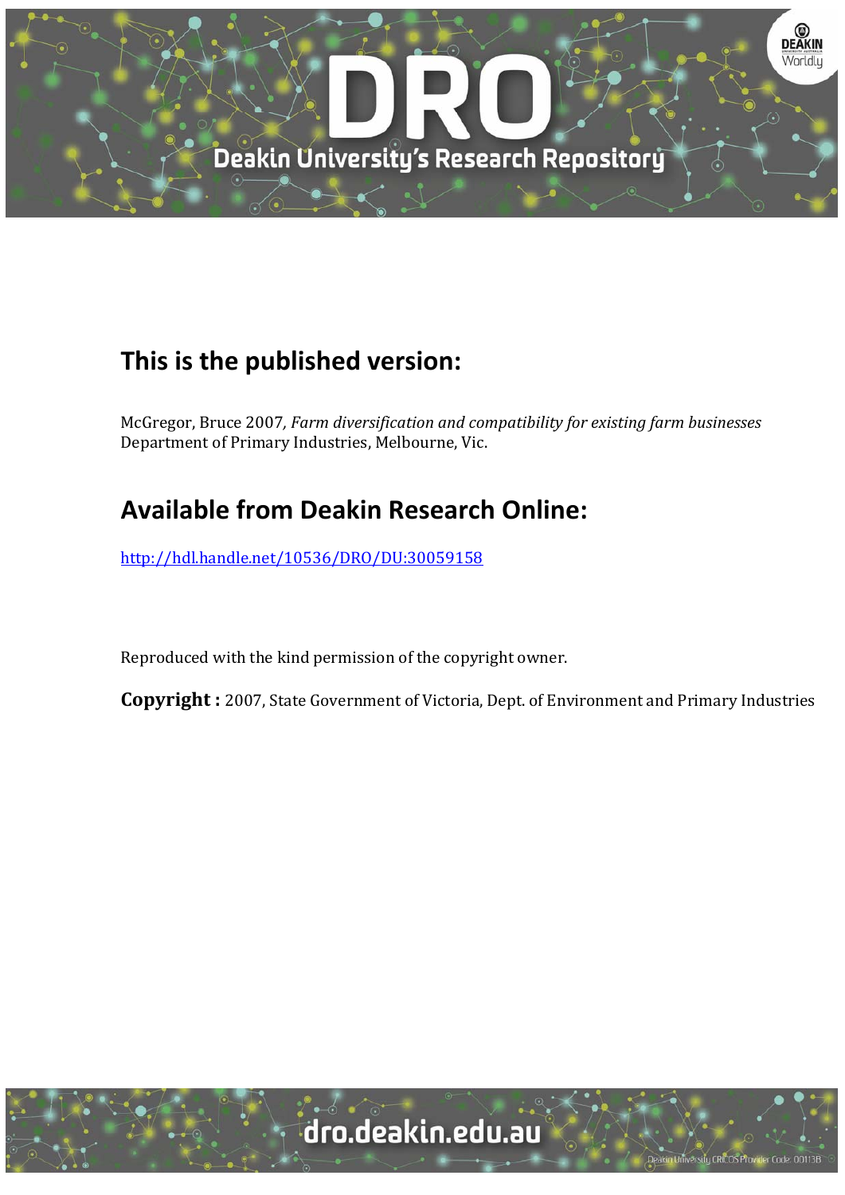## This is the published version:

McGregor, Bruce 2007*, Farm diversification and compatibility for existing farm businesses* Department of Primary Industries, Melbourne, Vic.

## Available from Deakin Research Online:

http://hdl.handle.net/10536/DRO/DU:30059158

Reproduced with the kind permission of the copyright owner.

**Copyright :** 2007, State Government of Victoria, Dept. of Environment and Primary Industries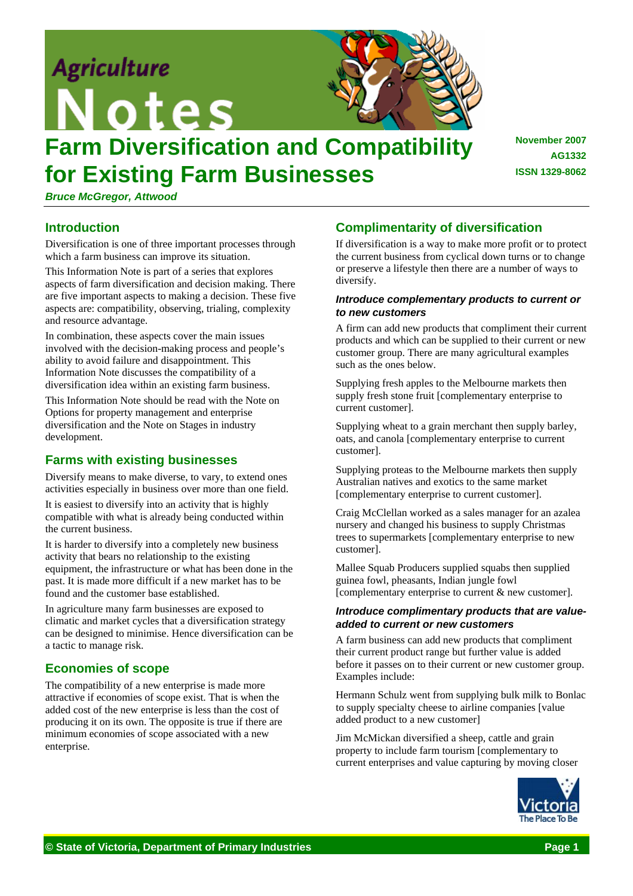# Farm Diversification and Compatibility for Existing Farm Businesses

November 2007
AG1332
ISSN 1329-8062

***Bruce McGregor, Attwood***

## Introduction

Diversification is one of three important processes through which a farm business can improve its situation.

This Information Note is part of a series that explores aspects of farm diversification and decision making. There are five important aspects to making a decision. These five aspects are: compatibility, observing, trialing, complexity and resource advantage.

In combination, these aspects cover the main issues involved with the decision-making process and people's ability to avoid failure and disappointment. This Information Note discusses the compatibility of a diversification idea within an existing farm business.

This Information Note should be read with the Note on Options for property management and enterprise diversification and the Note on Stages in industry development.

## Farms with existing businesses

Diversify means to make diverse, to vary, to extend ones activities especially in business over more than one field.

It is easiest to diversify into an activity that is highly compatible with what is already being conducted within the current business.

It is harder to diversify into a completely new business activity that bears no relationship to the existing equipment, the infrastructure or what has been done in the past. It is made more difficult if a new market has to be found and the customer base established.

In agriculture many farm businesses are exposed to climatic and market cycles that a diversification strategy can be designed to minimise. Hence diversification can be a tactic to manage risk.

## Economies of scope

The compatibility of a new enterprise is made more attractive if economies of scope exist. That is when the added cost of the new enterprise is less than the cost of producing it on its own. The opposite is true if there are minimum economies of scope associated with a new enterprise.

## Complimentarity of diversification

If diversification is a way to make more profit or to protect the current business from cyclical down turns or to change or preserve a lifestyle then there are a number of ways to diversify.

### *Introduce complementary products to current or to new customers*

A firm can add new products that compliment their current products and which can be supplied to their current or new customer group. There are many agricultural examples such as the ones below.

Supplying fresh apples to the Melbourne markets then supply fresh stone fruit [complementary enterprise to current customer].

Supplying wheat to a grain merchant then supply barley, oats, and canola [complementary enterprise to current customer].

Supplying proteas to the Melbourne markets then supply Australian natives and exotics to the same market [complementary enterprise to current customer].

Craig McClellan worked as a sales manager for an azalea nursery and changed his business to supply Christmas trees to supermarkets [complementary enterprise to new customer].

Mallee Squab Producers supplied squabs then supplied guinea fowl, pheasants, Indian jungle fowl [complementary enterprise to current & new customer].

### *Introduce complimentary products that are value-added to current or new customers*

A farm business can add new products that compliment their current product range but further value is added before it passes on to their current or new customer group. Examples include:

Hermann Schulz went from supplying bulk milk to Bonlac to supply specialty cheese to airline companies [value added product to a new customer]

Jim McMickan diversified a sheep, cattle and grain property to include farm tourism [complementary to current enterprises and value capturing by moving closer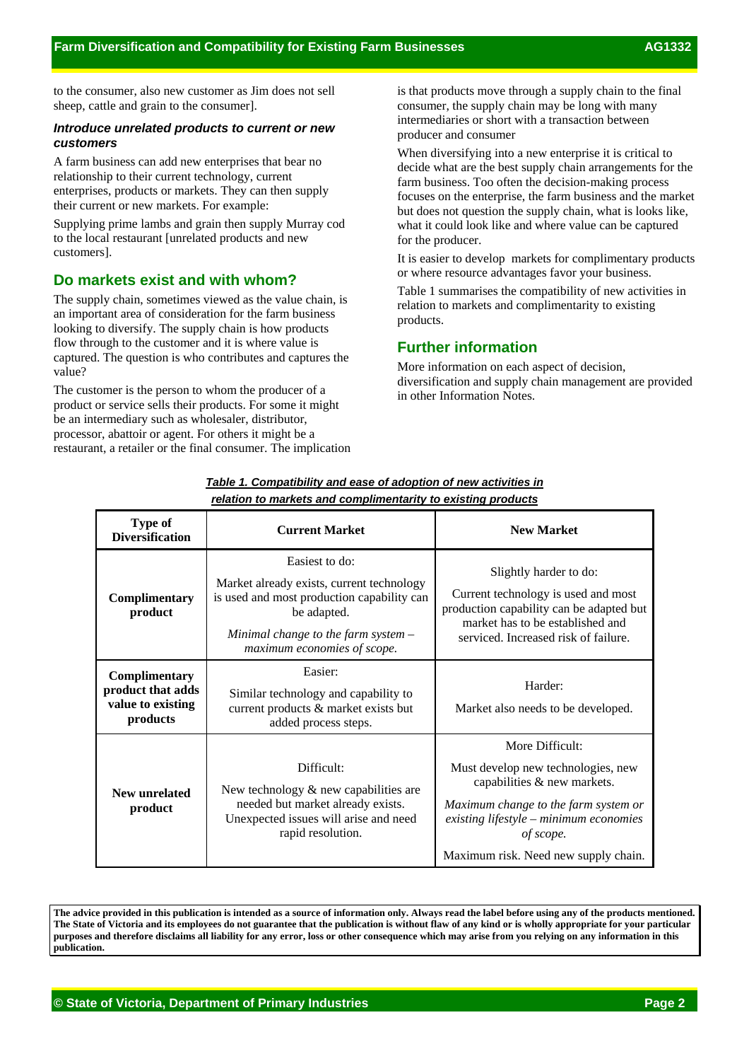to the consumer, also new customer as Jim does not sell sheep, cattle and grain to the consumer].

#### *Introduce unrelated products to current or new customers*

A farm business can add new enterprises that bear no relationship to their current technology, current enterprises, products or markets. They can then supply their current or new markets. For example:

Supplying prime lambs and grain then supply Murray cod to the local restaurant [unrelated products and new customers].

## Do markets exist and with whom?

The supply chain, sometimes viewed as the value chain, is an important area of consideration for the farm business looking to diversify. The supply chain is how products flow through to the customer and it is where value is captured. The question is who contributes and captures the value?

The customer is the person to whom the producer of a product or service sells their products. For some it might be an intermediary such as wholesaler, distributor, processor, abattoir or agent. For others it might be a restaurant, a retailer or the final consumer. The implication is that products move through a supply chain to the final consumer, the supply chain may be long with many intermediaries or short with a transaction between producer and consumer

When diversifying into a new enterprise it is critical to decide what are the best supply chain arrangements for the farm business. Too often the decision-making process focuses on the enterprise, the farm business and the market but does not question the supply chain, what is looks like, what it could look like and where value can be captured for the producer.

It is easier to develop markets for complimentary products or where resource advantages favor your business.

Table 1 summarises the compatibility of new activities in relation to markets and complimentarity to existing products.

## Further information

More information on each aspect of decision, diversification and supply chain management are provided in other Information Notes.

***Table 1. Compatibility and ease of adoption of new activities in relation to markets and complimentarity to existing products***

| Type of Diversification | Current Market | New Market |
|---|---|---|
| **Complimentary product** | Easiest to do: Market already exists, current technology is used and most production capability can be adapted. *Minimal change to the farm system – maximum economies of scope.* | Slightly harder to do: Current technology is used and most production capability can be adapted but market has to be established and serviced. Increased risk of failure. |
| **Complimentary product that adds value to existing products** | Easier: Similar technology and capability to current products & market exists but added process steps. | Harder: Market also needs to be developed. |
| **New unrelated product** | Difficult: New technology & new capabilities are needed but market already exists. Unexpected issues will arise and need rapid resolution. | More Difficult: Must develop new technologies, new capabilities & new markets. *Maximum change to the farm system or existing lifestyle – minimum economies of scope.* Maximum risk. Need new supply chain. |

**The advice provided in this publication is intended as a source of information only. Always read the label before using any of the products mentioned. The State of Victoria and its employees do not guarantee that the publication is without flaw of any kind or is wholly appropriate for your particular purposes and therefore disclaims all liability for any error, loss or other consequence which may arise from you relying on any information in this publication.**